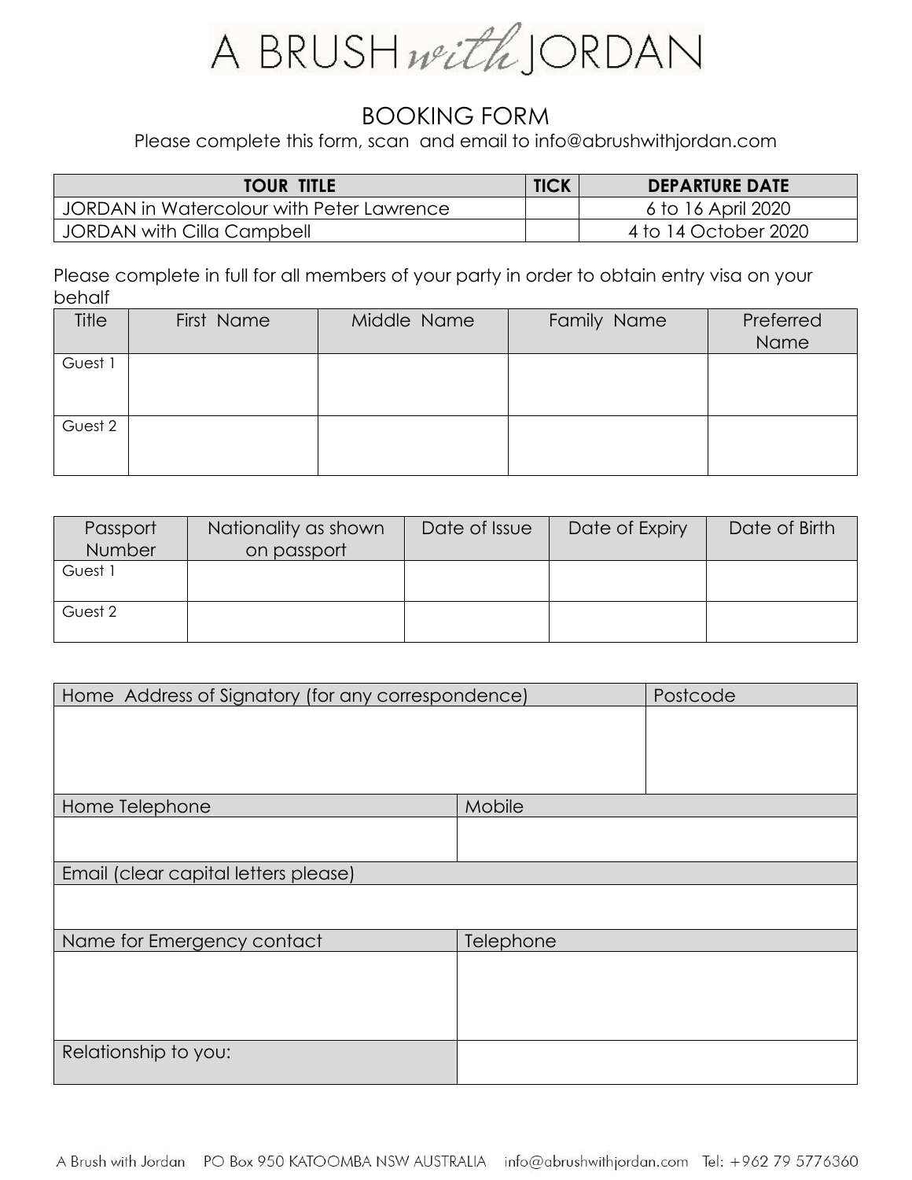# A BRUSH *with* JORDAN

## BOOKING FORM

Please complete this form, scan and email to info@abrushwithjordan.com

| TOUR TITLE | TICK | DEPARTURE DATE |
|---|---|---|
| JORDAN in Watercolour with Peter Lawrence | | 6 to 16 April 2020 |
| JORDAN with Cilla Campbell | | 4 to 14 October 2020 |

Please complete in full for all members of your party in order to obtain entry visa on your behalf

| Title | First Name | Middle Name | Family Name | Preferred Name |
|---|---|---|---|---|
| Guest 1 | | | | |
| Guest 2 | | | | |

| Passport Number | Nationality as shown on passport | Date of Issue | Date of Expiry | Date of Birth |
|---|---|---|---|---|
| Guest 1 | | | | |
| Guest 2 | | | | |

| Home Address of Signatory (for any correspondence) | Postcode |
|---|---|
| | |

| Home Telephone | Mobile |
|---|---|
| | |

| Email (clear capital letters please) |
|---|
| |

| Name for Emergency contact | Telephone |
|---|---|
| | |
| Relationship to you: | |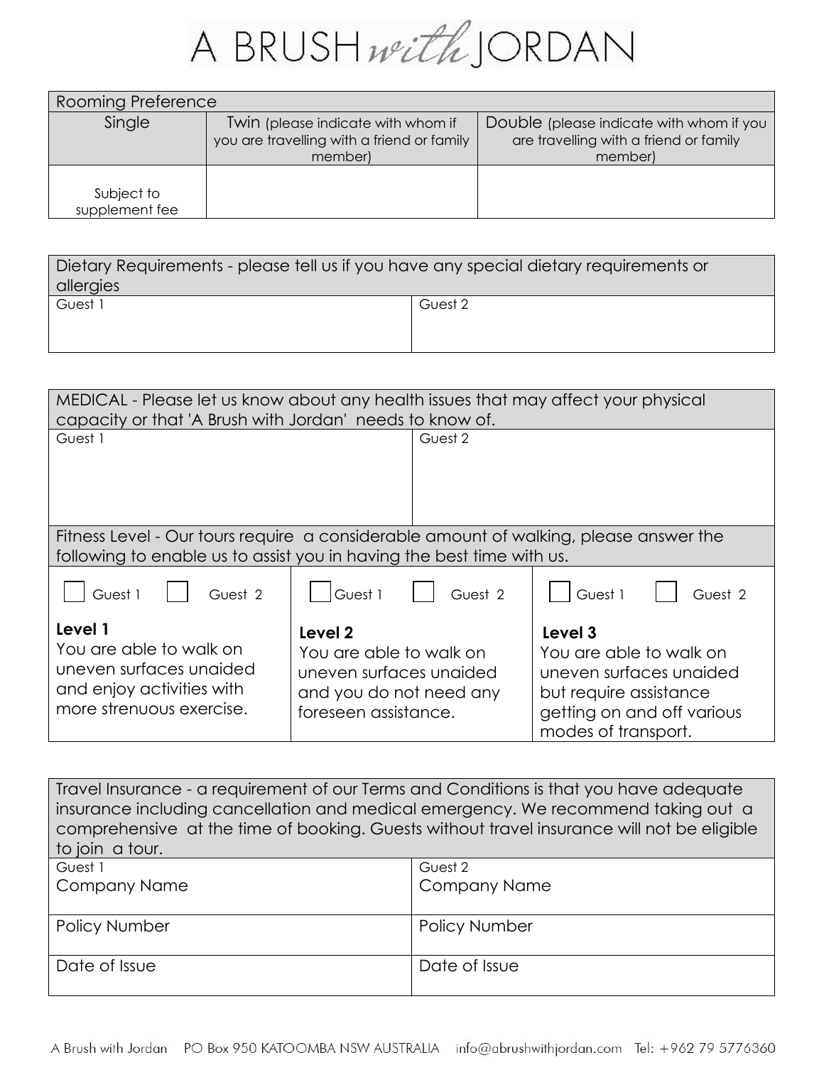# A BRUSH *with* JORDAN

| Rooming Preference | | |
|---|---|---|
| Single | Twin (please indicate with whom if you are travelling with a friend or family member) | Double (please indicate with whom if you are travelling with a friend or family member) |
| Subject to supplement fee | | |

| Dietary Requirements - please tell us if you have any special dietary requirements or allergies | |
|---|---|
| Guest 1 | Guest 2 |

| MEDICAL - Please let us know about any health issues that may affect your physical capacity or that 'A Brush with Jordan' needs to know of. | |
|---|---|
| Guest 1 | Guest 2 |

| Fitness Level - Our tours require a considerable amount of walking, please answer the following to enable us to assist you in having the best time with us. | | |
|---|---|---|
| ☐ Guest 1 ☐ Guest 2 | ☐ Guest 1 ☐ Guest 2 | ☐ Guest 1 ☐ Guest 2 |
| **Level 1** You are able to walk on uneven surfaces unaided and enjoy activities with more strenuous exercise. | **Level 2** You are able to walk on uneven surfaces unaided and you do not need any foreseen assistance. | **Level 3** You are able to walk on uneven surfaces unaided but require assistance getting on and off various modes of transport. |

| Travel Insurance - a requirement of our Terms and Conditions is that you have adequate insurance including cancellation and medical emergency. We recommend taking out a comprehensive at the time of booking. Guests without travel insurance will not be eligible to join a tour. | |
|---|---|
| Guest 1 Company Name | Guest 2 Company Name |
| Policy Number | Policy Number |
| Date of Issue | Date of Issue |

A Brush with Jordan PO Box 950 KATOOMBA NSW AUSTRALIA info@abrushwithjordan.com Tel: +962 79 5776360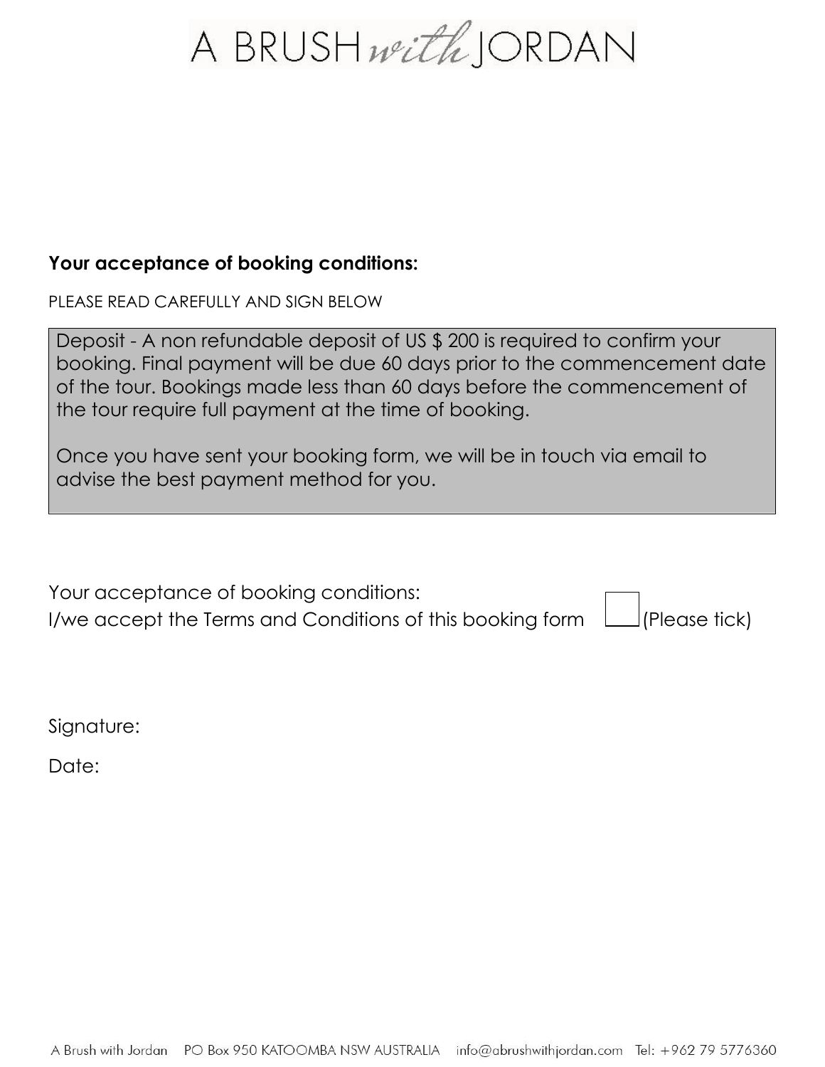# A BRUSH *with* JORDAN

**Your acceptance of booking conditions:**

PLEASE READ CAREFULLY AND SIGN BELOW

Deposit - A non refundable deposit of US $ 200 is required to confirm your booking. Final payment will be due 60 days prior to the commencement date of the tour. Bookings made less than 60 days before the commencement of the tour require full payment at the time of booking.

Once you have sent your booking form, we will be in touch via email to advise the best payment method for you.

Your acceptance of booking conditions:
I/we accept the Terms and Conditions of this booking form ☐ (Please tick)

Signature:

Date:

A Brush with Jordan PO Box 950 KATOOMBA NSW AUSTRALIA info@abrushwithjordan.com Tel: +962 79 5776360